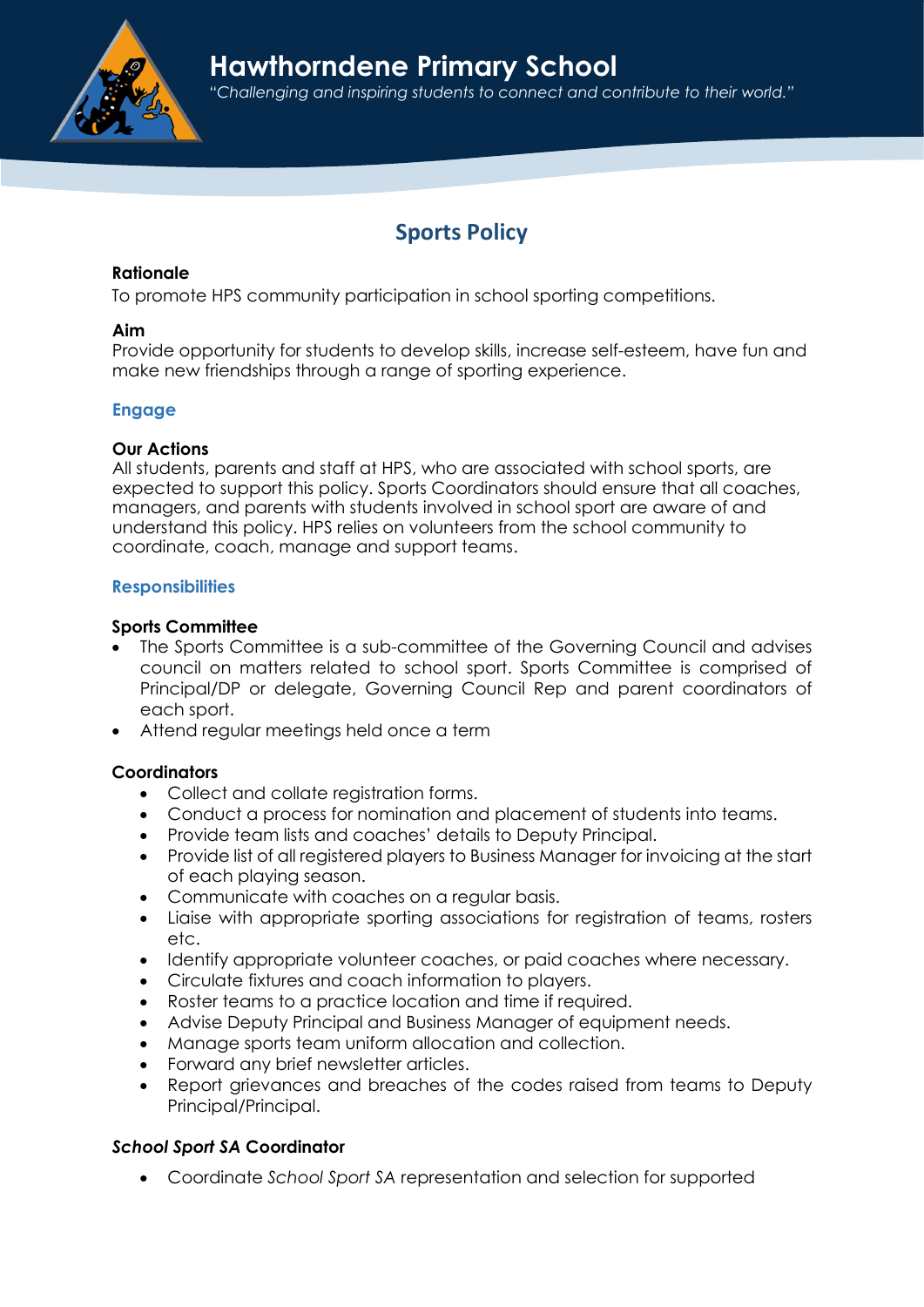# Hawthorndene Primary School

*"Challenging and inspiring students to connect and contribute to their world."*

## Sports Policy

**Rationale**
To promote HPS community participation in school sporting competitions.

**Aim**
Provide opportunity for students to develop skills, increase self-esteem, have fun and make new friendships through a range of sporting experience.

### Engage

**Our Actions**
All students, parents and staff at HPS, who are associated with school sports, are expected to support this policy. Sports Coordinators should ensure that all coaches, managers, and parents with students involved in school sport are aware of and understand this policy. HPS relies on volunteers from the school community to coordinate, coach, manage and support teams.

### Responsibilities

**Sports Committee**

- The Sports Committee is a sub-committee of the Governing Council and advises council on matters related to school sport. Sports Committee is comprised of Principal/DP or delegate, Governing Council Rep and parent coordinators of each sport.
- Attend regular meetings held once a term

**Coordinators**

- Collect and collate registration forms.
- Conduct a process for nomination and placement of students into teams.
- Provide team lists and coaches' details to Deputy Principal.
- Provide list of all registered players to Business Manager for invoicing at the start of each playing season.
- Communicate with coaches on a regular basis.
- Liaise with appropriate sporting associations for registration of teams, rosters etc.
- Identify appropriate volunteer coaches, or paid coaches where necessary.
- Circulate fixtures and coach information to players.
- Roster teams to a practice location and time if required.
- Advise Deputy Principal and Business Manager of equipment needs.
- Manage sports team uniform allocation and collection.
- Forward any brief newsletter articles.
- Report grievances and breaches of the codes raised from teams to Deputy Principal/Principal.

***School Sport SA* Coordinator**

- Coordinate *School Sport SA* representation and selection for supported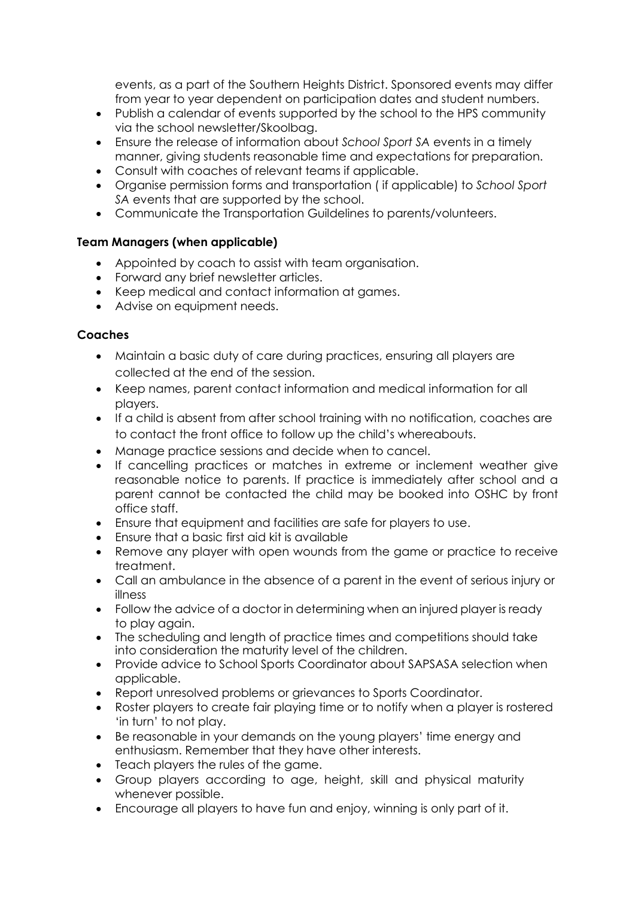events, as a part of the Southern Heights District. Sponsored events may differ from year to year dependent on participation dates and student numbers.

- Publish a calendar of events supported by the school to the HPS community via the school newsletter/Skoolbag.
- Ensure the release of information about *School Sport SA* events in a timely manner, giving students reasonable time and expectations for preparation.
- Consult with coaches of relevant teams if applicable.
- Organise permission forms and transportation ( if applicable) to *School Sport SA* events that are supported by the school.
- Communicate the Transportation Guildelines to parents/volunteers.

**Team Managers (when applicable)**

- Appointed by coach to assist with team organisation.
- Forward any brief newsletter articles.
- Keep medical and contact information at games.
- Advise on equipment needs.

**Coaches**

- Maintain a basic duty of care during practices, ensuring all players are collected at the end of the session.
- Keep names, parent contact information and medical information for all players.
- If a child is absent from after school training with no notification, coaches are to contact the front office to follow up the child's whereabouts.
- Manage practice sessions and decide when to cancel.
- If cancelling practices or matches in extreme or inclement weather give reasonable notice to parents. If practice is immediately after school and a parent cannot be contacted the child may be booked into OSHC by front office staff.
- Ensure that equipment and facilities are safe for players to use.
- Ensure that a basic first aid kit is available
- Remove any player with open wounds from the game or practice to receive treatment.
- Call an ambulance in the absence of a parent in the event of serious injury or illness
- Follow the advice of a doctor in determining when an injured player is ready to play again.
- The scheduling and length of practice times and competitions should take into consideration the maturity level of the children.
- Provide advice to School Sports Coordinator about SAPSASA selection when applicable.
- Report unresolved problems or grievances to Sports Coordinator.
- Roster players to create fair playing time or to notify when a player is rostered 'in turn' to not play.
- Be reasonable in your demands on the young players' time energy and enthusiasm. Remember that they have other interests.
- Teach players the rules of the game.
- Group players according to age, height, skill and physical maturity whenever possible.
- Encourage all players to have fun and enjoy, winning is only part of it.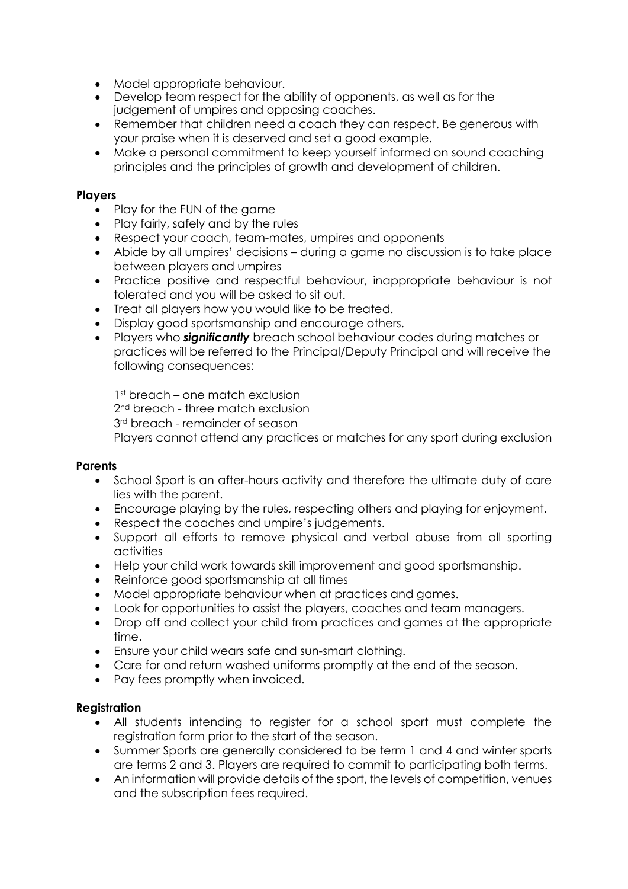- Model appropriate behaviour.
- Develop team respect for the ability of opponents, as well as for the judgement of umpires and opposing coaches.
- Remember that children need a coach they can respect. Be generous with your praise when it is deserved and set a good example.
- Make a personal commitment to keep yourself informed on sound coaching principles and the principles of growth and development of children.

**Players**

- Play for the FUN of the game
- Play fairly, safely and by the rules
- Respect your coach, team-mates, umpires and opponents
- Abide by all umpires' decisions – during a game no discussion is to take place between players and umpires
- Practice positive and respectful behaviour, inappropriate behaviour is not tolerated and you will be asked to sit out.
- Treat all players how you would like to be treated.
- Display good sportsmanship and encourage others.
- Players who ***significantly*** breach school behaviour codes during matches or practices will be referred to the Principal/Deputy Principal and will receive the following consequences:

  1st breach – one match exclusion
  2nd breach - three match exclusion
  3rd breach - remainder of season
  Players cannot attend any practices or matches for any sport during exclusion

**Parents**

- School Sport is an after-hours activity and therefore the ultimate duty of care lies with the parent.
- Encourage playing by the rules, respecting others and playing for enjoyment.
- Respect the coaches and umpire's judgements.
- Support all efforts to remove physical and verbal abuse from all sporting activities
- Help your child work towards skill improvement and good sportsmanship.
- Reinforce good sportsmanship at all times
- Model appropriate behaviour when at practices and games.
- Look for opportunities to assist the players, coaches and team managers.
- Drop off and collect your child from practices and games at the appropriate time.
- Ensure your child wears safe and sun-smart clothing.
- Care for and return washed uniforms promptly at the end of the season.
- Pay fees promptly when invoiced.

**Registration**

- All students intending to register for a school sport must complete the registration form prior to the start of the season.
- Summer Sports are generally considered to be term 1 and 4 and winter sports are terms 2 and 3. Players are required to commit to participating both terms.
- An information will provide details of the sport, the levels of competition, venues and the subscription fees required.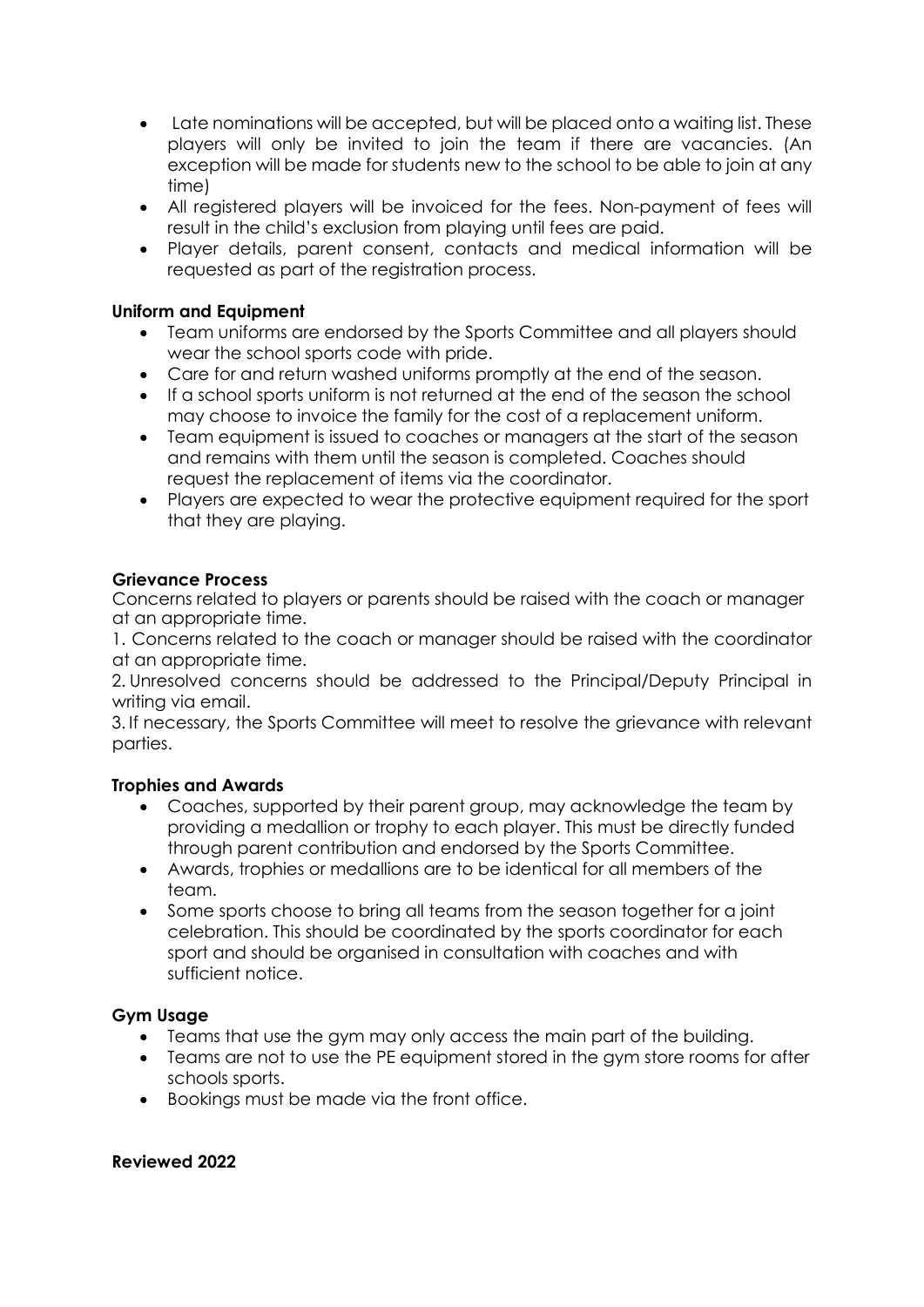- Late nominations will be accepted, but will be placed onto a waiting list. These players will only be invited to join the team if there are vacancies. (An exception will be made for students new to the school to be able to join at any time)
- All registered players will be invoiced for the fees. Non-payment of fees will result in the child's exclusion from playing until fees are paid.
- Player details, parent consent, contacts and medical information will be requested as part of the registration process.

**Uniform and Equipment**

- Team uniforms are endorsed by the Sports Committee and all players should wear the school sports code with pride.
- Care for and return washed uniforms promptly at the end of the season.
- If a school sports uniform is not returned at the end of the season the school may choose to invoice the family for the cost of a replacement uniform.
- Team equipment is issued to coaches or managers at the start of the season and remains with them until the season is completed. Coaches should request the replacement of items via the coordinator.
- Players are expected to wear the protective equipment required for the sport that they are playing.

**Grievance Process**

Concerns related to players or parents should be raised with the coach or manager at an appropriate time.

1. Concerns related to the coach or manager should be raised with the coordinator at an appropriate time.
2. Unresolved concerns should be addressed to the Principal/Deputy Principal in writing via email.
3. If necessary, the Sports Committee will meet to resolve the grievance with relevant parties.

**Trophies and Awards**

- Coaches, supported by their parent group, may acknowledge the team by providing a medallion or trophy to each player. This must be directly funded through parent contribution and endorsed by the Sports Committee.
- Awards, trophies or medallions are to be identical for all members of the team.
- Some sports choose to bring all teams from the season together for a joint celebration. This should be coordinated by the sports coordinator for each sport and should be organised in consultation with coaches and with sufficient notice.

**Gym Usage**

- Teams that use the gym may only access the main part of the building.
- Teams are not to use the PE equipment stored in the gym store rooms for after schools sports.
- Bookings must be made via the front office.

**Reviewed 2022**